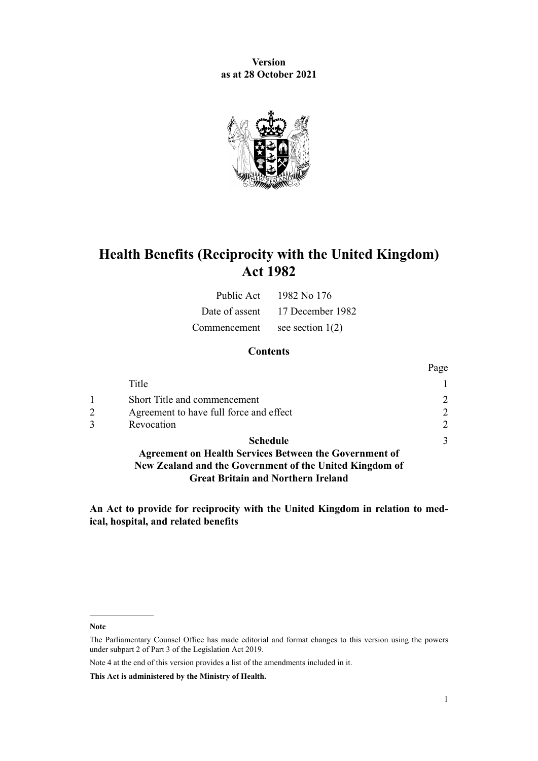**Version**
**as at 28 October 2021**

# Health Benefits (Reciprocity with the United Kingdom) Act 1982

| | |
|---|---|
| Public Act | 1982 No 176 |
| Date of assent | 17 December 1982 |
| Commencement | see section 1(2) |

## Contents

| | | Page |
|---|---|---|
| | Title | 1 |
| 1 | Short Title and commencement | 2 |
| 2 | Agreement to have full force and effect | 2 |
| 3 | Revocation | 2 |
| | **Schedule** **Agreement on Health Services Between the Government of New Zealand and the Government of the United Kingdom of Great Britain and Northern Ireland** | 3 |

**An Act to provide for reciprocity with the United Kingdom in relation to medical, hospital, and related benefits**

**Note**

The Parliamentary Counsel Office has made editorial and format changes to this version using the powers under subpart 2 of Part 3 of the Legislation Act 2019.

Note 4 at the end of this version provides a list of the amendments included in it.

**This Act is administered by the Ministry of Health.**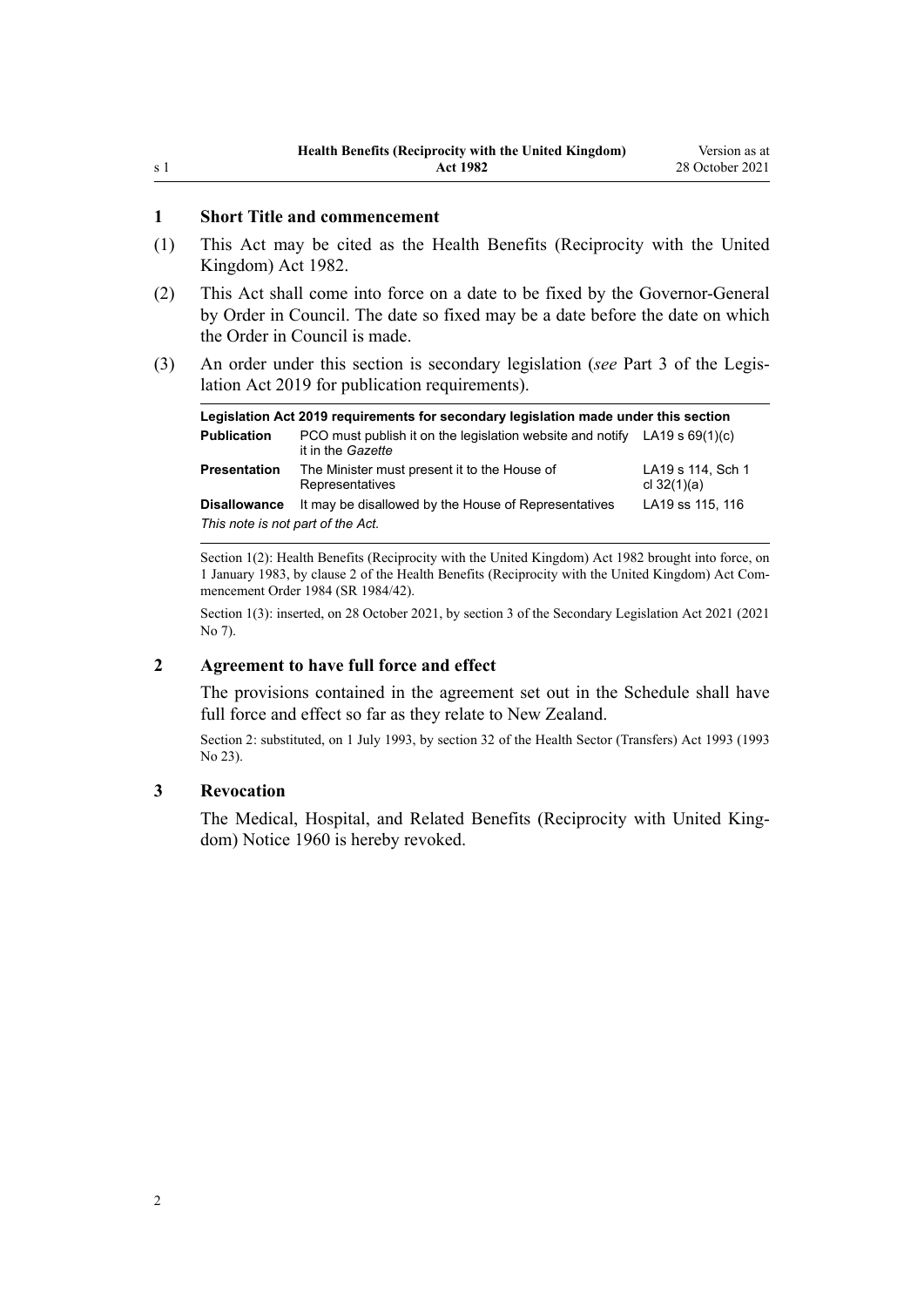### 1 Short Title and commencement

(1) This Act may be cited as the Health Benefits (Reciprocity with the United Kingdom) Act 1982.

(2) This Act shall come into force on a date to be fixed by the Governor-General by Order in Council. The date so fixed may be a date before the date on which the Order in Council is made.

(3) An order under this section is secondary legislation (*see* Part 3 of the Legislation Act 2019 for publication requirements).

| Legislation Act 2019 requirements for secondary legislation made under this section | | |
|---|---|---|
| **Publication** | PCO must publish it on the legislation website and notify it in the *Gazette* | LA19 s 69(1)(c) |
| **Presentation** | The Minister must present it to the House of Representatives | LA19 s 114, Sch 1 cl 32(1)(a) |
| **Disallowance** | It may be disallowed by the House of Representatives | LA19 ss 115, 116 |
| *This note is not part of the Act.* | | |

Section 1(2): Health Benefits (Reciprocity with the United Kingdom) Act 1982 brought into force, on 1 January 1983, by clause 2 of the Health Benefits (Reciprocity with the United Kingdom) Act Commencement Order 1984 (SR 1984/42).

Section 1(3): inserted, on 28 October 2021, by section 3 of the Secondary Legislation Act 2021 (2021 No 7).

### 2 Agreement to have full force and effect

The provisions contained in the agreement set out in the Schedule shall have full force and effect so far as they relate to New Zealand.

Section 2: substituted, on 1 July 1993, by section 32 of the Health Sector (Transfers) Act 1993 (1993 No 23).

### 3 Revocation

The Medical, Hospital, and Related Benefits (Reciprocity with United Kingdom) Notice 1960 is hereby revoked.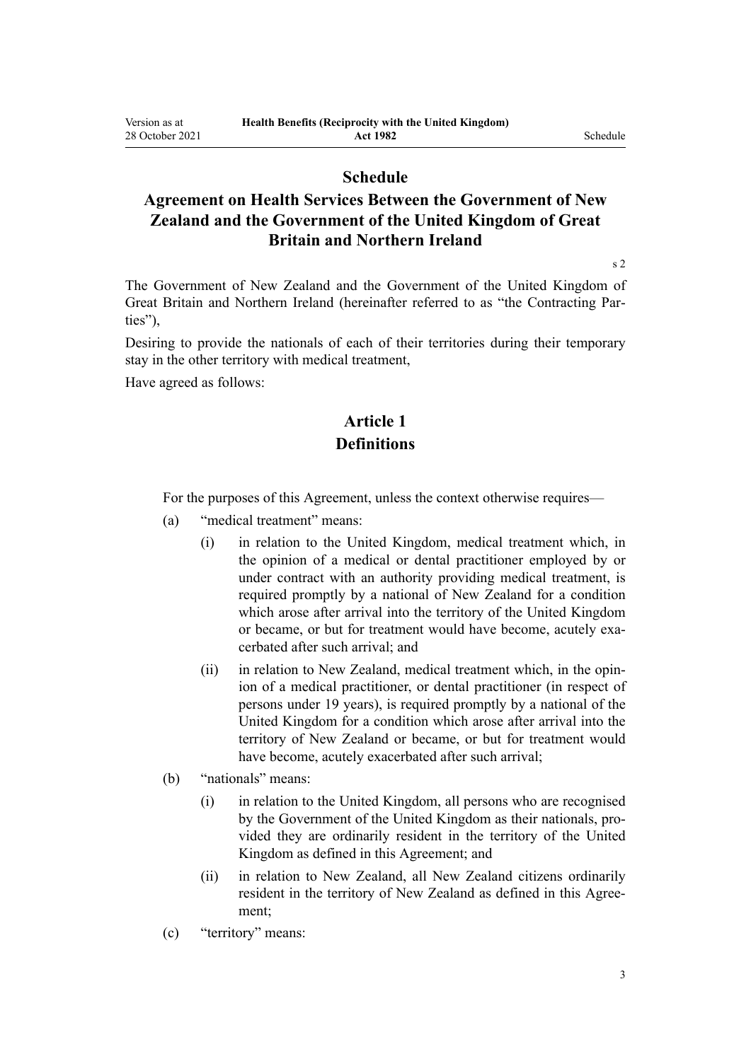# Schedule

## Agreement on Health Services Between the Government of New Zealand and the Government of the United Kingdom of Great Britain and Northern Ireland

s 2

The Government of New Zealand and the Government of the United Kingdom of Great Britain and Northern Ireland (hereinafter referred to as "the Contracting Parties"),

Desiring to provide the nationals of each of their territories during their temporary stay in the other territory with medical treatment,

Have agreed as follows:

### Article 1
### Definitions

For the purposes of this Agreement, unless the context otherwise requires—

(a) "medical treatment" means:

  (i) in relation to the United Kingdom, medical treatment which, in the opinion of a medical or dental practitioner employed by or under contract with an authority providing medical treatment, is required promptly by a national of New Zealand for a condition which arose after arrival into the territory of the United Kingdom or became, or but for treatment would have become, acutely exacerbated after such arrival; and

  (ii) in relation to New Zealand, medical treatment which, in the opinion of a medical practitioner, or dental practitioner (in respect of persons under 19 years), is required promptly by a national of the United Kingdom for a condition which arose after arrival into the territory of New Zealand or became, or but for treatment would have become, acutely exacerbated after such arrival;

(b) "nationals" means:

  (i) in relation to the United Kingdom, all persons who are recognised by the Government of the United Kingdom as their nationals, provided they are ordinarily resident in the territory of the United Kingdom as defined in this Agreement; and

  (ii) in relation to New Zealand, all New Zealand citizens ordinarily resident in the territory of New Zealand as defined in this Agreement;

(c) "territory" means: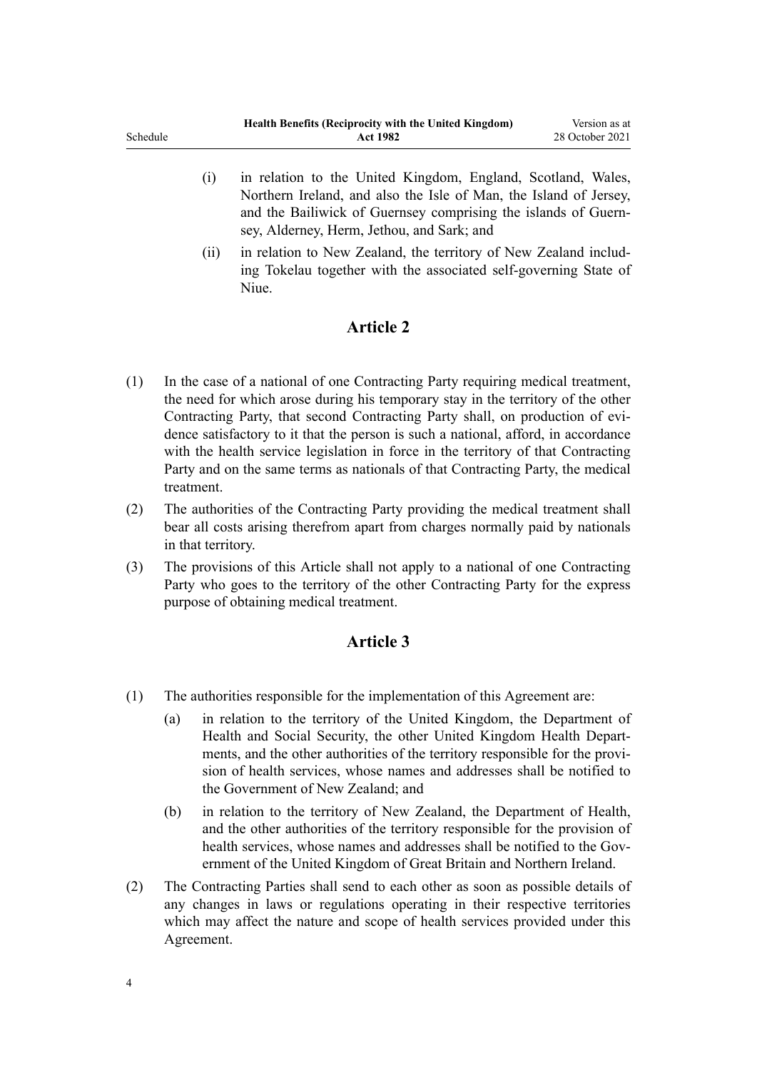(i) in relation to the United Kingdom, England, Scotland, Wales, Northern Ireland, and also the Isle of Man, the Island of Jersey, and the Bailiwick of Guernsey comprising the islands of Guernsey, Alderney, Herm, Jethou, and Sark; and

(ii) in relation to New Zealand, the territory of New Zealand including Tokelau together with the associated self-governing State of Niue.

## Article 2

(1) In the case of a national of one Contracting Party requiring medical treatment, the need for which arose during his temporary stay in the territory of the other Contracting Party, that second Contracting Party shall, on production of evidence satisfactory to it that the person is such a national, afford, in accordance with the health service legislation in force in the territory of that Contracting Party and on the same terms as nationals of that Contracting Party, the medical treatment.

(2) The authorities of the Contracting Party providing the medical treatment shall bear all costs arising therefrom apart from charges normally paid by nationals in that territory.

(3) The provisions of this Article shall not apply to a national of one Contracting Party who goes to the territory of the other Contracting Party for the express purpose of obtaining medical treatment.

## Article 3

(1) The authorities responsible for the implementation of this Agreement are:

(a) in relation to the territory of the United Kingdom, the Department of Health and Social Security, the other United Kingdom Health Departments, and the other authorities of the territory responsible for the provision of health services, whose names and addresses shall be notified to the Government of New Zealand; and

(b) in relation to the territory of New Zealand, the Department of Health, and the other authorities of the territory responsible for the provision of health services, whose names and addresses shall be notified to the Government of the United Kingdom of Great Britain and Northern Ireland.

(2) The Contracting Parties shall send to each other as soon as possible details of any changes in laws or regulations operating in their respective territories which may affect the nature and scope of health services provided under this Agreement.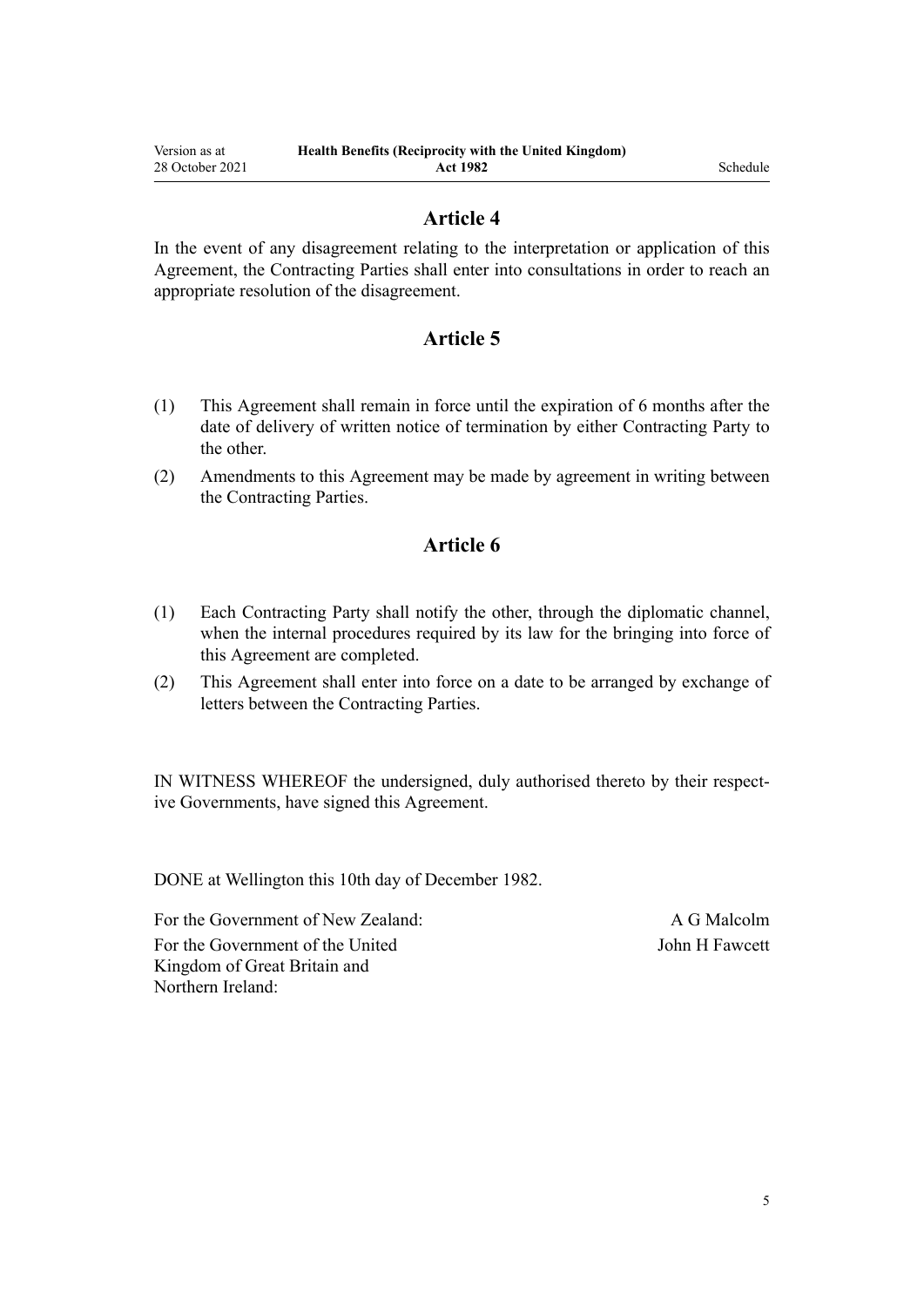## Article 4

In the event of any disagreement relating to the interpretation or application of this Agreement, the Contracting Parties shall enter into consultations in order to reach an appropriate resolution of the disagreement.

## Article 5

(1) This Agreement shall remain in force until the expiration of 6 months after the date of delivery of written notice of termination by either Contracting Party to the other.

(2) Amendments to this Agreement may be made by agreement in writing between the Contracting Parties.

## Article 6

(1) Each Contracting Party shall notify the other, through the diplomatic channel, when the internal procedures required by its law for the bringing into force of this Agreement are completed.

(2) This Agreement shall enter into force on a date to be arranged by exchange of letters between the Contracting Parties.

IN WITNESS WHEREOF the undersigned, duly authorised thereto by their respective Governments, have signed this Agreement.

DONE at Wellington this 10th day of December 1982.

| | |
|---|---|
| For the Government of New Zealand: | A G Malcolm |
| For the Government of the United Kingdom of Great Britain and Northern Ireland: | John H Fawcett |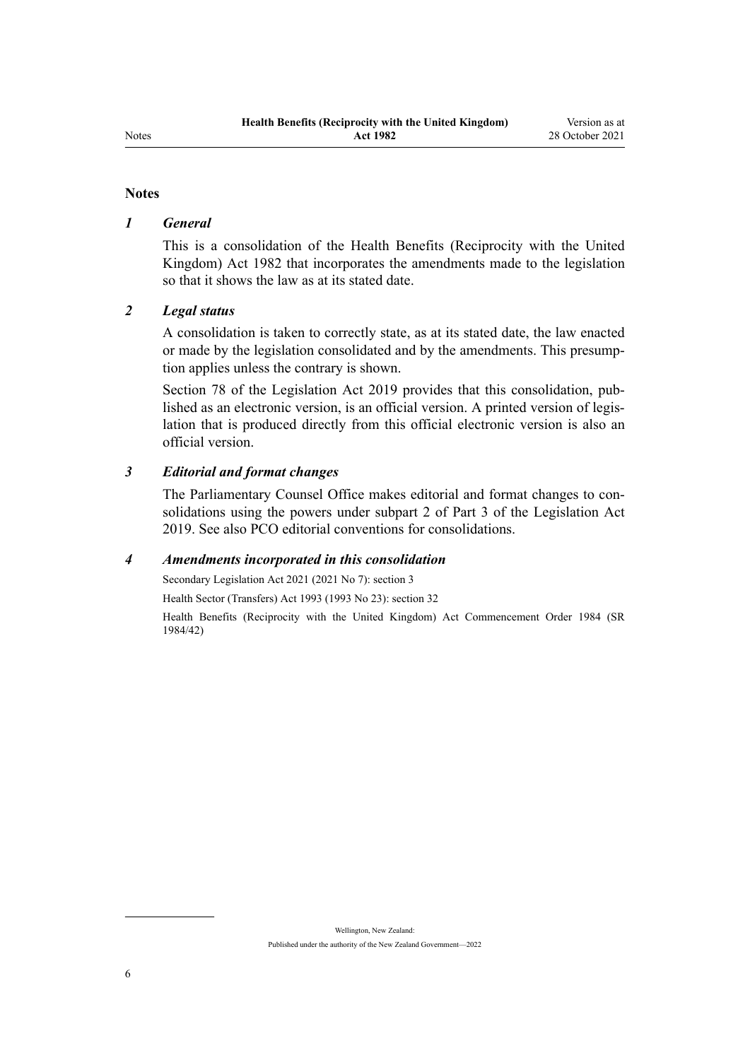## Notes

### *1 General*

This is a consolidation of the Health Benefits (Reciprocity with the United Kingdom) Act 1982 that incorporates the amendments made to the legislation so that it shows the law as at its stated date.

### *2 Legal status*

A consolidation is taken to correctly state, as at its stated date, the law enacted or made by the legislation consolidated and by the amendments. This presumption applies unless the contrary is shown.

Section 78 of the Legislation Act 2019 provides that this consolidation, published as an electronic version, is an official version. A printed version of legislation that is produced directly from this official electronic version is also an official version.

### *3 Editorial and format changes*

The Parliamentary Counsel Office makes editorial and format changes to consolidations using the powers under subpart 2 of Part 3 of the Legislation Act 2019. See also PCO editorial conventions for consolidations.

### *4 Amendments incorporated in this consolidation*

Secondary Legislation Act 2021 (2021 No 7): section 3

Health Sector (Transfers) Act 1993 (1993 No 23): section 32

Health Benefits (Reciprocity with the United Kingdom) Act Commencement Order 1984 (SR 1984/42)

Wellington, New Zealand:

Published under the authority of the New Zealand Government—2022